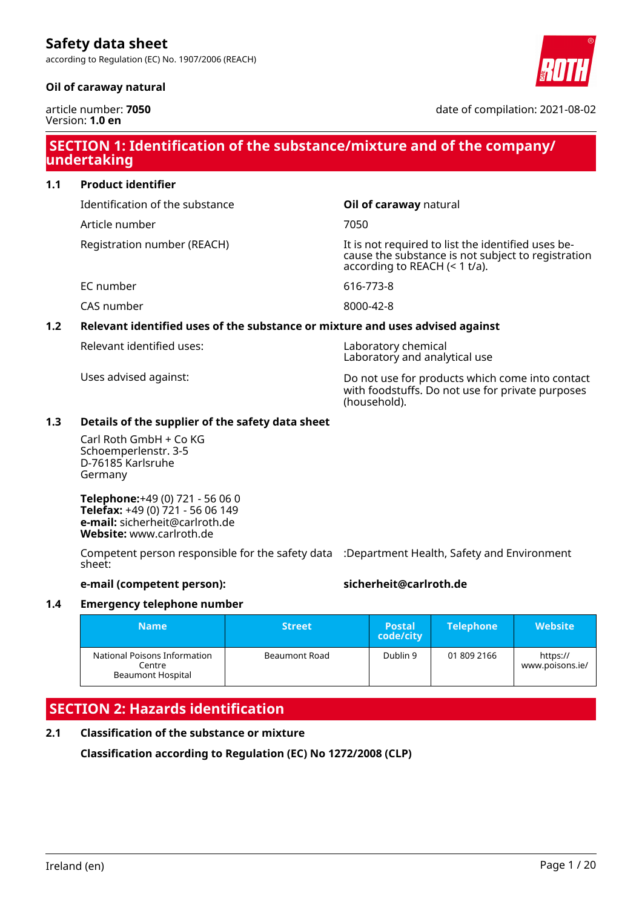# Safety data sheet

according to Regulation (EC) No. 1907/2006 (REACH)

**Oil of caraway natural**

article number: **7050**
Version: **1.0 en**

date of compilation: 2021-08-02

## SECTION 1: Identification of the substance/mixture and of the company/undertaking

### 1.1 Product identifier

| | |
|---|---|
| Identification of the substance | **Oil of caraway** natural |
| Article number | 7050 |
| Registration number (REACH) | It is not required to list the identified uses because the substance is not subject to registration according to REACH (< 1 t/a). |
| EC number | 616-773-8 |
| CAS number | 8000-42-8 |

### 1.2 Relevant identified uses of the substance or mixture and uses advised against

| | |
|---|---|
| Relevant identified uses: | Laboratory chemical<br>Laboratory and analytical use |
| Uses advised against: | Do not use for products which come into contact with foodstuffs. Do not use for private purposes (household). |

### 1.3 Details of the supplier of the safety data sheet

Carl Roth GmbH + Co KG
Schoemperlenstr. 3-5
D-76185 Karlsruhe
Germany

**Telephone:**+49 (0) 721 - 56 06 0
**Telefax:** +49 (0) 721 - 56 06 149
**e-mail:** sicherheit@carlroth.de
**Website:** www.carlroth.de

| | |
|---|---|
| Competent person responsible for the safety data sheet: | :Department Health, Safety and Environment |
| **e-mail (competent person):** | **sicherheit@carlroth.de** |

### 1.4 Emergency telephone number

| Name | Street | Postal code/city | Telephone | Website |
|---|---|---|---|---|
| National Poisons Information Centre<br>Beaumont Hospital | Beaumont Road | Dublin 9 | 01 809 2166 | https://www.poisons.ie/ |

## SECTION 2: Hazards identification

### 2.1 Classification of the substance or mixture

**Classification according to Regulation (EC) No 1272/2008 (CLP)**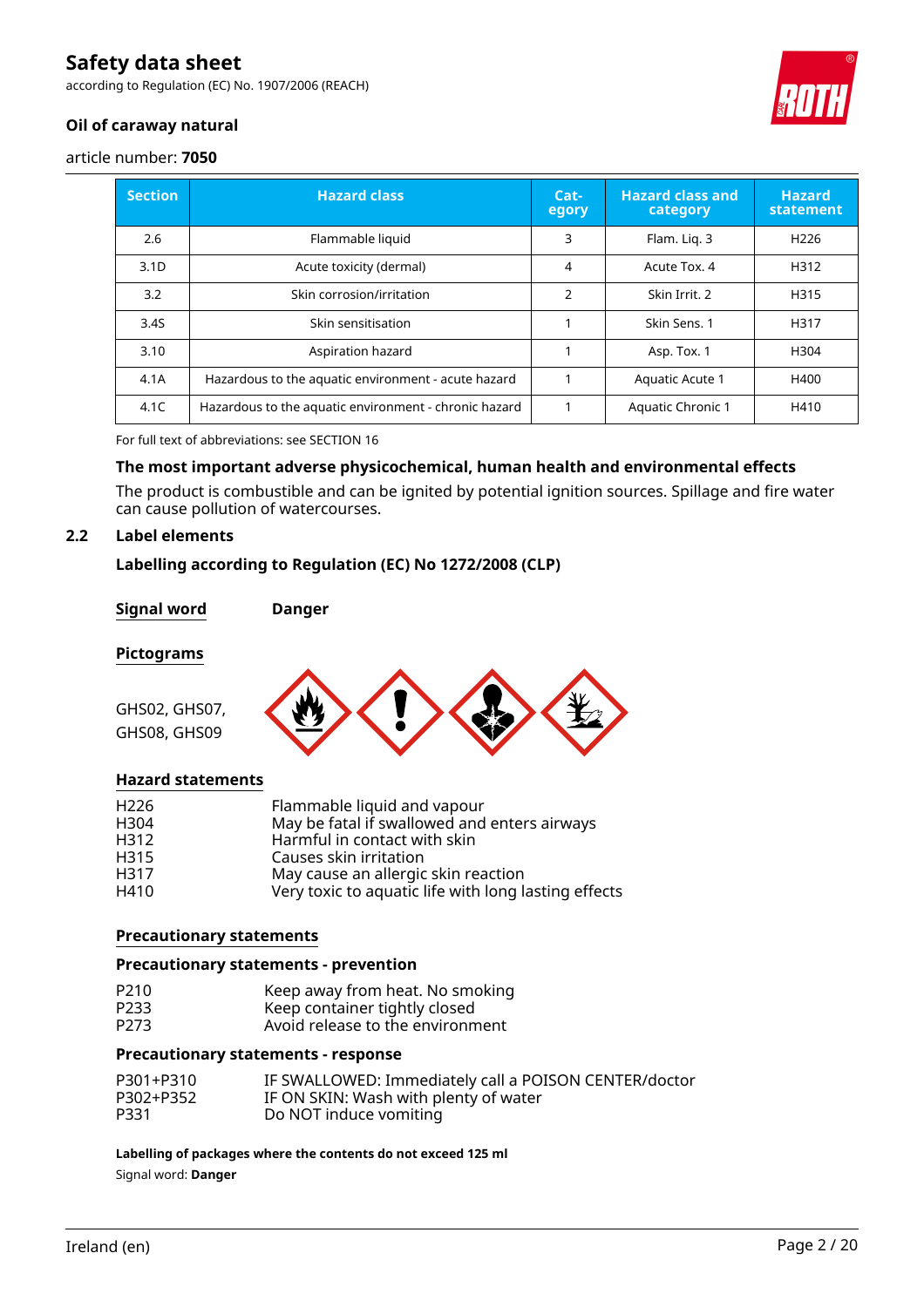| Section | Hazard class | Cat-egory | Hazard class and category | Hazard statement |
|---|---|---|---|---|
| 2.6 | Flammable liquid | 3 | Flam. Liq. 3 | H226 |
| 3.1D | Acute toxicity (dermal) | 4 | Acute Tox. 4 | H312 |
| 3.2 | Skin corrosion/irritation | 2 | Skin Irrit. 2 | H315 |
| 3.4S | Skin sensitisation | 1 | Skin Sens. 1 | H317 |
| 3.10 | Aspiration hazard | 1 | Asp. Tox. 1 | H304 |
| 4.1A | Hazardous to the aquatic environment - acute hazard | 1 | Aquatic Acute 1 | H400 |
| 4.1C | Hazardous to the aquatic environment - chronic hazard | 1 | Aquatic Chronic 1 | H410 |

For full text of abbreviations: see SECTION 16

**The most important adverse physicochemical, human health and environmental effects**

The product is combustible and can be ignited by potential ignition sources. Spillage and fire water can cause pollution of watercourses.

## 2.2 Label elements

**Labelling according to Regulation (EC) No 1272/2008 (CLP)**

**Signal word** **Danger**

**Pictograms**

GHS02, GHS07, GHS08, GHS09

**Hazard statements**

| | |
|---|---|
| H226 | Flammable liquid and vapour |
| H304 | May be fatal if swallowed and enters airways |
| H312 | Harmful in contact with skin |
| H315 | Causes skin irritation |
| H317 | May cause an allergic skin reaction |
| H410 | Very toxic to aquatic life with long lasting effects |

**Precautionary statements**

**Precautionary statements - prevention**

| | |
|---|---|
| P210 | Keep away from heat. No smoking |
| P233 | Keep container tightly closed |
| P273 | Avoid release to the environment |

**Precautionary statements - response**

| | |
|---|---|
| P301+P310 | IF SWALLOWED: Immediately call a POISON CENTER/doctor |
| P302+P352 | IF ON SKIN: Wash with plenty of water |
| P331 | Do NOT induce vomiting |

**Labelling of packages where the contents do not exceed 125 ml**

Signal word: **Danger**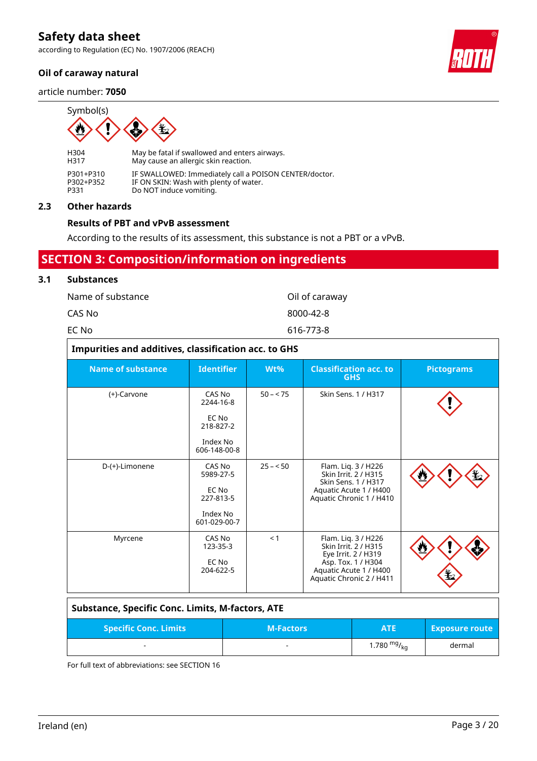Symbol(s)

| | |
|---|---|
| H304 | May be fatal if swallowed and enters airways. |
| H317 | May cause an allergic skin reaction. |
| P301+P310 | IF SWALLOWED: Immediately call a POISON CENTER/doctor. |
| P302+P352 | IF ON SKIN: Wash with plenty of water. |
| P331 | Do NOT induce vomiting. |

### 2.3 Other hazards

**Results of PBT and vPvB assessment**

According to the results of its assessment, this substance is not a PBT or a vPvB.

## SECTION 3: Composition/information on ingredients

### 3.1 Substances

| | |
|---|---|
| Name of substance | Oil of caraway |
| CAS No | 8000-42-8 |
| EC No | 616-773-8 |

**Impurities and additives, classification acc. to GHS**

| Name of substance | Identifier | Wt% | Classification acc. to GHS | Pictograms |
|---|---|---|---|---|
| (+)-Carvone | CAS No 2244-16-8<br>EC No 218-827-2<br>Index No 606-148-00-8 | 50 – < 75 | Skin Sens. 1 / H317 | |
| D-(+)-Limonene | CAS No 5989-27-5<br>EC No 227-813-5<br>Index No 601-029-00-7 | 25 – < 50 | Flam. Liq. 3 / H226<br>Skin Irrit. 2 / H315<br>Skin Sens. 1 / H317<br>Aquatic Acute 1 / H400<br>Aquatic Chronic 1 / H410 | |
| Myrcene | CAS No 123-35-3<br>EC No 204-622-5 | < 1 | Flam. Liq. 3 / H226<br>Skin Irrit. 2 / H315<br>Eye Irrit. 2 / H319<br>Asp. Tox. 1 / H304<br>Aquatic Acute 1 / H400<br>Aquatic Chronic 2 / H411 | |

**Substance, Specific Conc. Limits, M-factors, ATE**

| Specific Conc. Limits | M-Factors | ATE | Exposure route |
|---|---|---|---|
| - | - | 1.780 $^{mg}/_{kg}$ | dermal |

For full text of abbreviations: see SECTION 16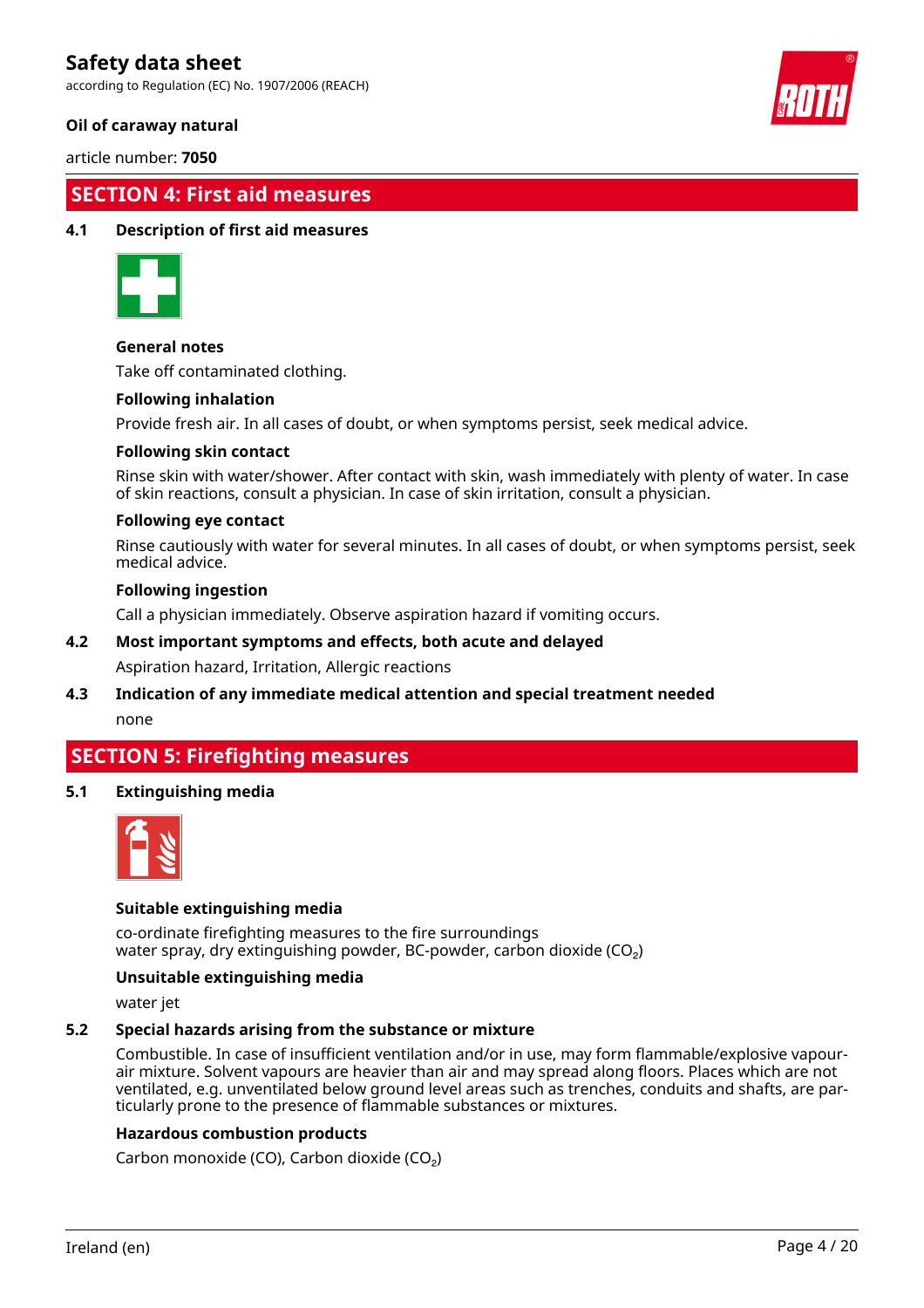## SECTION 4: First aid measures

### 4.1 Description of first aid measures

**General notes**

Take off contaminated clothing.

**Following inhalation**

Provide fresh air. In all cases of doubt, or when symptoms persist, seek medical advice.

**Following skin contact**

Rinse skin with water/shower. After contact with skin, wash immediately with plenty of water. In case of skin reactions, consult a physician. In case of skin irritation, consult a physician.

**Following eye contact**

Rinse cautiously with water for several minutes. In all cases of doubt, or when symptoms persist, seek medical advice.

**Following ingestion**

Call a physician immediately. Observe aspiration hazard if vomiting occurs.

### 4.2 Most important symptoms and effects, both acute and delayed

Aspiration hazard, Irritation, Allergic reactions

### 4.3 Indication of any immediate medical attention and special treatment needed

none

## SECTION 5: Firefighting measures

### 5.1 Extinguishing media

**Suitable extinguishing media**

co-ordinate firefighting measures to the fire surroundings
water spray, dry extinguishing powder, BC-powder, carbon dioxide ($CO_2$)

**Unsuitable extinguishing media**

water jet

### 5.2 Special hazards arising from the substance or mixture

Combustible. In case of insufficient ventilation and/or in use, may form flammable/explosive vapour-air mixture. Solvent vapours are heavier than air and may spread along floors. Places which are not ventilated, e.g. unventilated below ground level areas such as trenches, conduits and shafts, are particularly prone to the presence of flammable substances or mixtures.

**Hazardous combustion products**

Carbon monoxide (CO), Carbon dioxide ($CO_2$)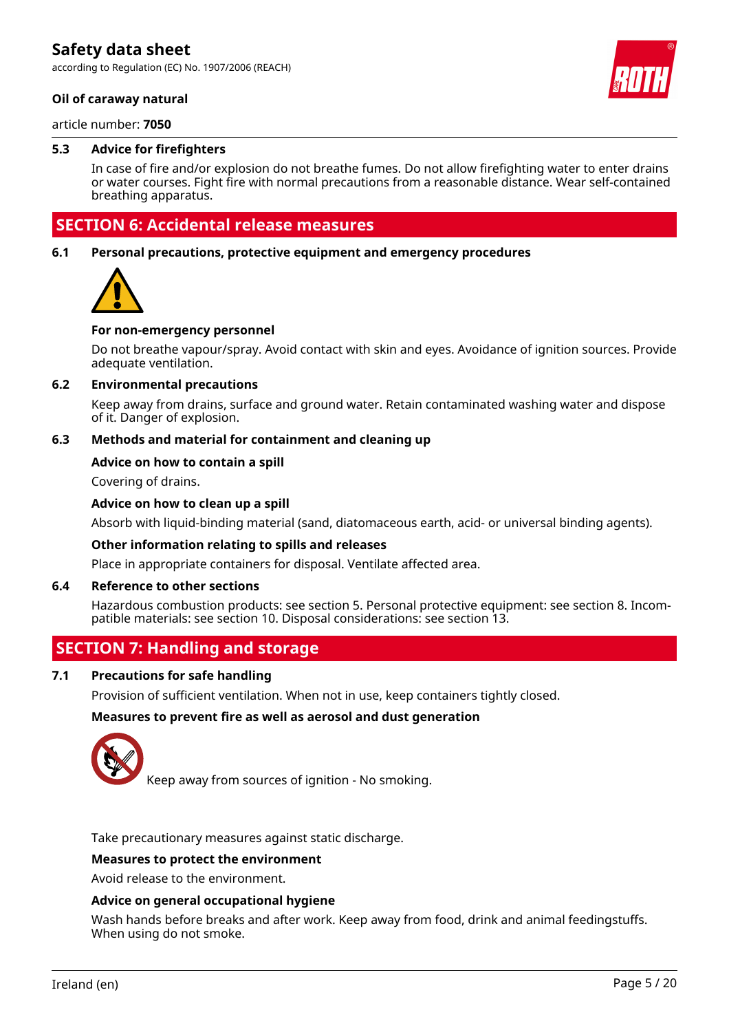### 5.3 Advice for firefighters

In case of fire and/or explosion do not breathe fumes. Do not allow firefighting water to enter drains or water courses. Fight fire with normal precautions from a reasonable distance. Wear self-contained breathing apparatus.

## SECTION 6: Accidental release measures

### 6.1 Personal precautions, protective equipment and emergency procedures

**For non-emergency personnel**

Do not breathe vapour/spray. Avoid contact with skin and eyes. Avoidance of ignition sources. Provide adequate ventilation.

### 6.2 Environmental precautions

Keep away from drains, surface and ground water. Retain contaminated washing water and dispose of it. Danger of explosion.

### 6.3 Methods and material for containment and cleaning up

**Advice on how to contain a spill**

Covering of drains.

**Advice on how to clean up a spill**

Absorb with liquid-binding material (sand, diatomaceous earth, acid- or universal binding agents).

**Other information relating to spills and releases**

Place in appropriate containers for disposal. Ventilate affected area.

### 6.4 Reference to other sections

Hazardous combustion products: see section 5. Personal protective equipment: see section 8. Incompatible materials: see section 10. Disposal considerations: see section 13.

## SECTION 7: Handling and storage

### 7.1 Precautions for safe handling

Provision of sufficient ventilation. When not in use, keep containers tightly closed.

**Measures to prevent fire as well as aerosol and dust generation**

Keep away from sources of ignition - No smoking.

Take precautionary measures against static discharge.

**Measures to protect the environment**

Avoid release to the environment.

**Advice on general occupational hygiene**

Wash hands before breaks and after work. Keep away from food, drink and animal feedingstuffs. When using do not smoke.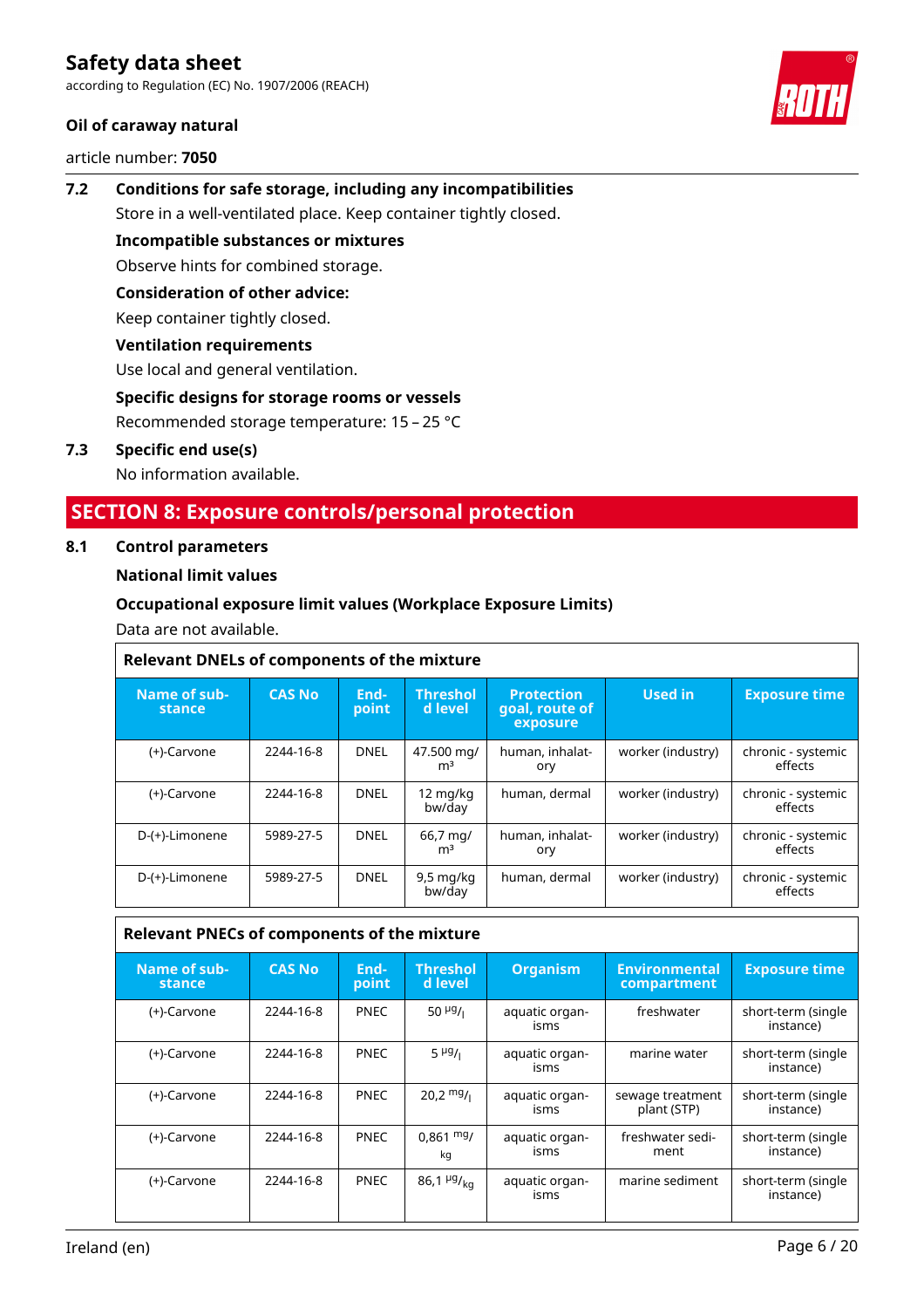### 7.2 Conditions for safe storage, including any incompatibilities

Store in a well-ventilated place. Keep container tightly closed.

**Incompatible substances or mixtures**

Observe hints for combined storage.

**Consideration of other advice:**

Keep container tightly closed.

**Ventilation requirements**

Use local and general ventilation.

**Specific designs for storage rooms or vessels**

Recommended storage temperature: 15 – 25 °C

### 7.3 Specific end use(s)

No information available.

## SECTION 8: Exposure controls/personal protection

### 8.1 Control parameters

**National limit values**

**Occupational exposure limit values (Workplace Exposure Limits)**

Data are not available.

**Relevant DNELs of components of the mixture**

| Name of substance | CAS No | Endpoint | Threshold level | Protection goal, route of exposure | Used in | Exposure time |
|---|---|---|---|---|---|---|
| (+)-Carvone | 2244-16-8 | DNEL | 47.500 $mg/m^3$ | human, inhalatory | worker (industry) | chronic - systemic effects |
| (+)-Carvone | 2244-16-8 | DNEL | 12 mg/kg bw/day | human, dermal | worker (industry) | chronic - systemic effects |
| D-(+)-Limonene | 5989-27-5 | DNEL | 66,7 $mg/m^3$ | human, inhalatory | worker (industry) | chronic - systemic effects |
| D-(+)-Limonene | 5989-27-5 | DNEL | 9,5 mg/kg bw/day | human, dermal | worker (industry) | chronic - systemic effects |

**Relevant PNECs of components of the mixture**

| Name of substance | CAS No | Endpoint | Threshold level | Organism | Environmental compartment | Exposure time |
|---|---|---|---|---|---|---|
| (+)-Carvone | 2244-16-8 | PNEC | 50 µg/l | aquatic organisms | freshwater | short-term (single instance) |
| (+)-Carvone | 2244-16-8 | PNEC | 5 µg/l | aquatic organisms | marine water | short-term (single instance) |
| (+)-Carvone | 2244-16-8 | PNEC | 20,2 mg/l | aquatic organisms | sewage treatment plant (STP) | short-term (single instance) |
| (+)-Carvone | 2244-16-8 | PNEC | 0,861 mg/kg | aquatic organisms | freshwater sediment | short-term (single instance) |
| (+)-Carvone | 2244-16-8 | PNEC | 86,1 µg/kg | aquatic organisms | marine sediment | short-term (single instance) |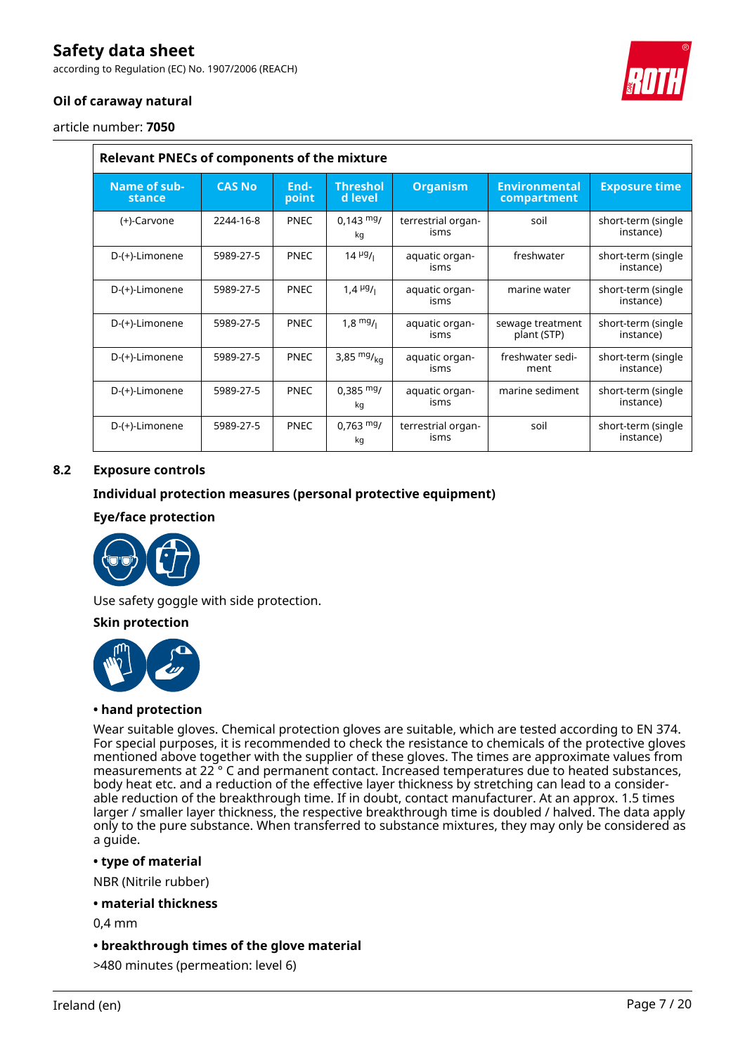| Relevant PNECs of components of the mixture | | | | | | |
|---|---|---|---|---|---|---|
| **Name of substance** | **CAS No** | **Endpoint** | **Threshold level** | **Organism** | **Environmental compartment** | **Exposure time** |
| (+)-Carvone | 2244-16-8 | PNEC | 0,143 $^{mg}/_{kg}$ | terrestrial organisms | soil | short-term (single instance) |
| D-(+)-Limonene | 5989-27-5 | PNEC | 14 $^{µg}/_{l}$ | aquatic organisms | freshwater | short-term (single instance) |
| D-(+)-Limonene | 5989-27-5 | PNEC | 1,4 $^{µg}/_{l}$ | aquatic organisms | marine water | short-term (single instance) |
| D-(+)-Limonene | 5989-27-5 | PNEC | 1,8 $^{mg}/_{l}$ | aquatic organisms | sewage treatment plant (STP) | short-term (single instance) |
| D-(+)-Limonene | 5989-27-5 | PNEC | 3,85 $^{mg}/_{kg}$ | aquatic organisms | freshwater sediment | short-term (single instance) |
| D-(+)-Limonene | 5989-27-5 | PNEC | 0,385 $^{mg}/_{kg}$ | aquatic organisms | marine sediment | short-term (single instance) |
| D-(+)-Limonene | 5989-27-5 | PNEC | 0,763 $^{mg}/_{kg}$ | terrestrial organisms | soil | short-term (single instance) |

## 8.2 Exposure controls

### Individual protection measures (personal protective equipment)

**Eye/face protection**

Use safety goggle with side protection.

**Skin protection**

**• hand protection**

Wear suitable gloves. Chemical protection gloves are suitable, which are tested according to EN 374. For special purposes, it is recommended to check the resistance to chemicals of the protective gloves mentioned above together with the supplier of these gloves. The times are approximate values from measurements at 22 ° C and permanent contact. Increased temperatures due to heated substances, body heat etc. and a reduction of the effective layer thickness by stretching can lead to a considerable reduction of the breakthrough time. If in doubt, contact manufacturer. At an approx. 1.5 times larger / smaller layer thickness, the respective breakthrough time is doubled / halved. The data apply only to the pure substance. When transferred to substance mixtures, they may only be considered as a guide.

**• type of material**

NBR (Nitrile rubber)

**• material thickness**

0,4 mm

**• breakthrough times of the glove material**

>480 minutes (permeation: level 6)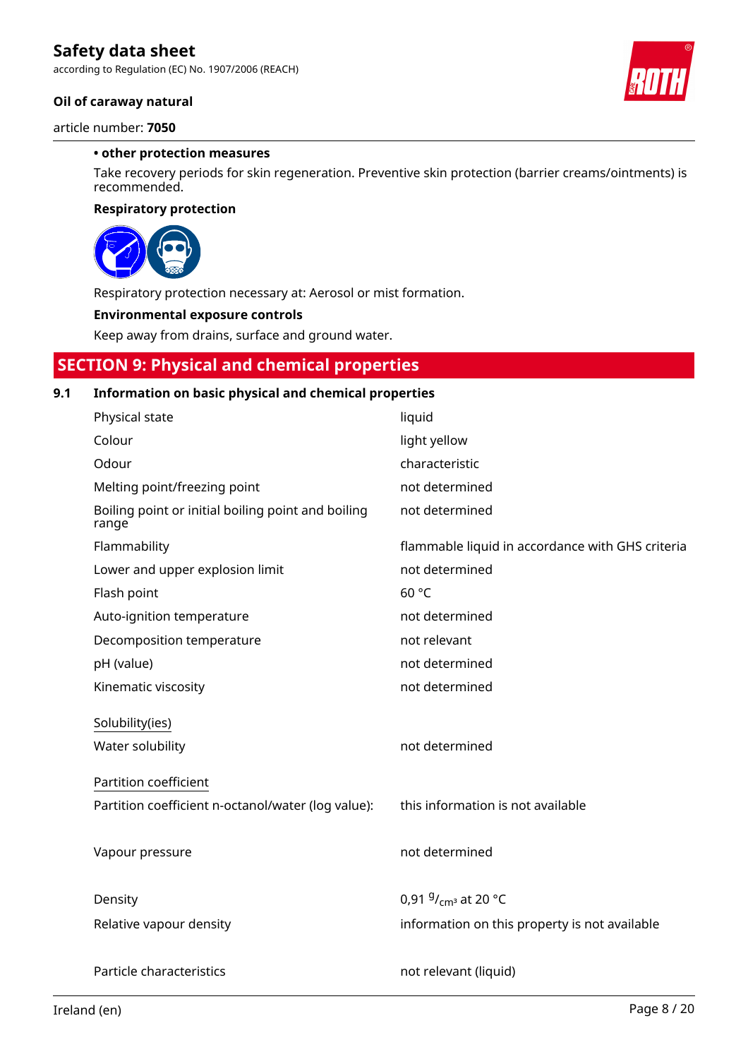**• other protection measures**

Take recovery periods for skin regeneration. Preventive skin protection (barrier creams/ointments) is recommended.

**Respiratory protection**

Respiratory protection necessary at: Aerosol or mist formation.

**Environmental exposure controls**

Keep away from drains, surface and ground water.

## SECTION 9: Physical and chemical properties

### 9.1 Information on basic physical and chemical properties

| | |
|---|---|
| Physical state | liquid |
| Colour | light yellow |
| Odour | characteristic |
| Melting point/freezing point | not determined |
| Boiling point or initial boiling point and boiling range | not determined |
| Flammability | flammable liquid in accordance with GHS criteria |
| Lower and upper explosion limit | not determined |
| Flash point | 60 °C |
| Auto-ignition temperature | not determined |
| Decomposition temperature | not relevant |
| pH (value) | not determined |
| Kinematic viscosity | not determined |

Solubility(ies)

| | |
|---|---|
| Water solubility | not determined |

Partition coefficient

| | |
|---|---|
| Partition coefficient n-octanol/water (log value): | this information is not available |
| Vapour pressure | not determined |
| Density | 0,91 $^{g}/_{cm^3}$ at 20 °C |
| Relative vapour density | information on this property is not available |
| Particle characteristics | not relevant (liquid) |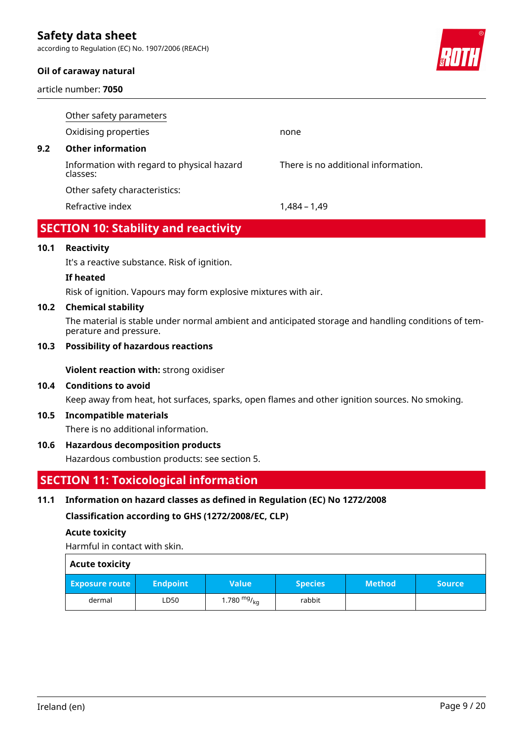Other safety parameters

| | |
|---|---|
| Oxidising properties | none |

**9.2 Other information**

| | |
|---|---|
| Information with regard to physical hazard classes: | There is no additional information. |
| Other safety characteristics: | |
| Refractive index | 1,484 – 1,49 |

## SECTION 10: Stability and reactivity

**10.1 Reactivity**

It's a reactive substance. Risk of ignition.

**If heated**

Risk of ignition. Vapours may form explosive mixtures with air.

**10.2 Chemical stability**

The material is stable under normal ambient and anticipated storage and handling conditions of temperature and pressure.

**10.3 Possibility of hazardous reactions**

**Violent reaction with:** strong oxidiser

**10.4 Conditions to avoid**

Keep away from heat, hot surfaces, sparks, open flames and other ignition sources. No smoking.

**10.5 Incompatible materials**

There is no additional information.

**10.6 Hazardous decomposition products**

Hazardous combustion products: see section 5.

## SECTION 11: Toxicological information

**11.1 Information on hazard classes as defined in Regulation (EC) No 1272/2008**

**Classification according to GHS (1272/2008/EC, CLP)**

**Acute toxicity**

Harmful in contact with skin.

**Acute toxicity**

| Exposure route | Endpoint | Value | Species | Method | Source |
|---|---|---|---|---|---|
| dermal | LD50 | 1.780 $^{mg}/_{kg}$ | rabbit | | |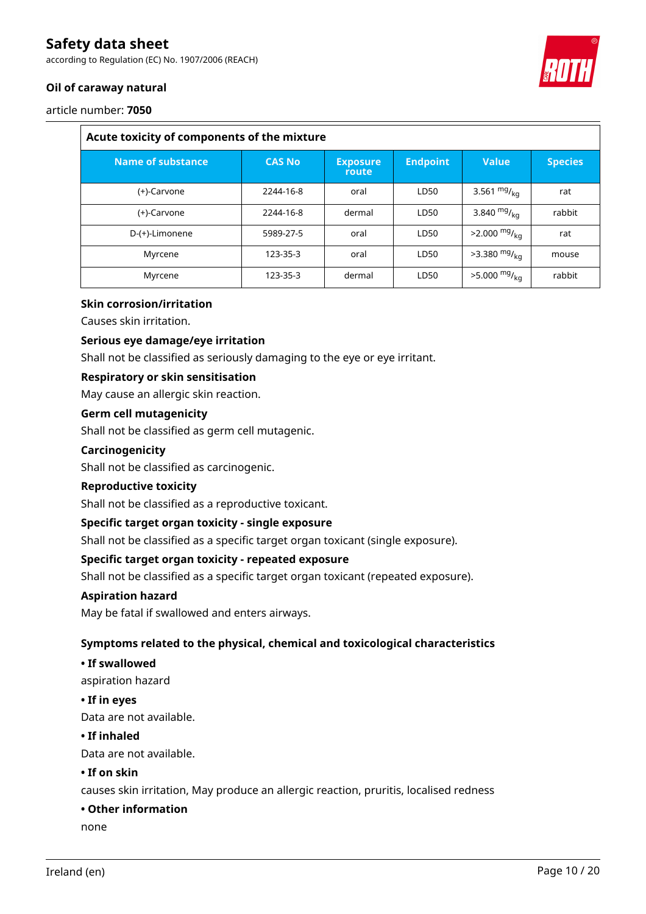| Acute toxicity of components of the mixture | | | | | |
|---|---|---|---|---|---|
| **Name of substance** | **CAS No** | **Exposure route** | **Endpoint** | **Value** | **Species** |
| (+)-Carvone | 2244-16-8 | oral | LD50 | 3.561 $^{mg}/_{kg}$ | rat |
| (+)-Carvone | 2244-16-8 | dermal | LD50 | 3.840 $^{mg}/_{kg}$ | rabbit |
| D-(+)-Limonene | 5989-27-5 | oral | LD50 | >2.000 $^{mg}/_{kg}$ | rat |
| Myrcene | 123-35-3 | oral | LD50 | >3.380 $^{mg}/_{kg}$ | mouse |
| Myrcene | 123-35-3 | dermal | LD50 | >5.000 $^{mg}/_{kg}$ | rabbit |

**Skin corrosion/irritation**

Causes skin irritation.

**Serious eye damage/eye irritation**

Shall not be classified as seriously damaging to the eye or eye irritant.

**Respiratory or skin sensitisation**

May cause an allergic skin reaction.

**Germ cell mutagenicity**

Shall not be classified as germ cell mutagenic.

**Carcinogenicity**

Shall not be classified as carcinogenic.

**Reproductive toxicity**

Shall not be classified as a reproductive toxicant.

**Specific target organ toxicity - single exposure**

Shall not be classified as a specific target organ toxicant (single exposure).

**Specific target organ toxicity - repeated exposure**

Shall not be classified as a specific target organ toxicant (repeated exposure).

**Aspiration hazard**

May be fatal if swallowed and enters airways.

**Symptoms related to the physical, chemical and toxicological characteristics**

**• If swallowed**

aspiration hazard

**• If in eyes**

Data are not available.

**• If inhaled**

Data are not available.

**• If on skin**

causes skin irritation, May produce an allergic reaction, pruritis, localised redness

**• Other information**

none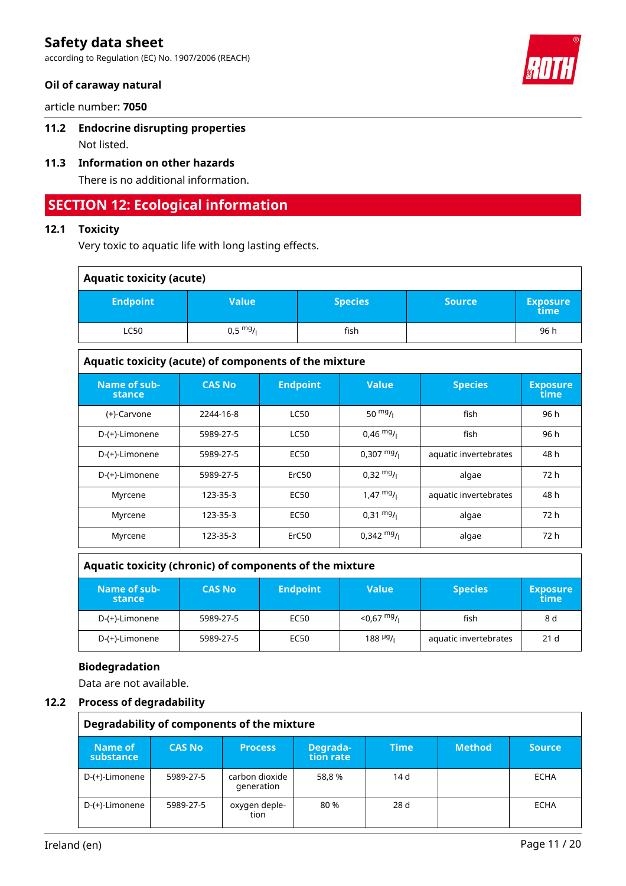### 11.2 Endocrine disrupting properties

Not listed.

### 11.3 Information on other hazards

There is no additional information.

## SECTION 12: Ecological information

### 12.1 Toxicity

Very toxic to aquatic life with long lasting effects.

**Aquatic toxicity (acute)**

| Endpoint | Value | Species | Source | Exposure time |
|---|---|---|---|---|
| LC50 | 0,5 $^{mg}/_{l}$ | fish | | 96 h |

**Aquatic toxicity (acute) of components of the mixture**

| Name of substance | CAS No | Endpoint | Value | Species | Exposure time |
|---|---|---|---|---|---|
| (+)-Carvone | 2244-16-8 | LC50 | 50 $^{mg}/_{l}$ | fish | 96 h |
| D-(+)-Limonene | 5989-27-5 | LC50 | 0,46 $^{mg}/_{l}$ | fish | 96 h |
| D-(+)-Limonene | 5989-27-5 | EC50 | 0,307 $^{mg}/_{l}$ | aquatic invertebrates | 48 h |
| D-(+)-Limonene | 5989-27-5 | ErC50 | 0,32 $^{mg}/_{l}$ | algae | 72 h |
| Myrcene | 123-35-3 | EC50 | 1,47 $^{mg}/_{l}$ | aquatic invertebrates | 48 h |
| Myrcene | 123-35-3 | EC50 | 0,31 $^{mg}/_{l}$ | algae | 72 h |
| Myrcene | 123-35-3 | ErC50 | 0,342 $^{mg}/_{l}$ | algae | 72 h |

**Aquatic toxicity (chronic) of components of the mixture**

| Name of substance | CAS No | Endpoint | Value | Species | Exposure time |
|---|---|---|---|---|---|
| D-(+)-Limonene | 5989-27-5 | EC50 | <0,67 $^{mg}/_{l}$ | fish | 8 d |
| D-(+)-Limonene | 5989-27-5 | EC50 | 188 $^{µg}/_{l}$ | aquatic invertebrates | 21 d |

**Biodegradation**

Data are not available.

### 12.2 Process of degradability

**Degradability of components of the mixture**

| Name of substance | CAS No | Process | Degradation rate | Time | Method | Source |
|---|---|---|---|---|---|---|
| D-(+)-Limonene | 5989-27-5 | carbon dioxide generation | 58,8 % | 14 d | | ECHA |
| D-(+)-Limonene | 5989-27-5 | oxygen depletion | 80 % | 28 d | | ECHA |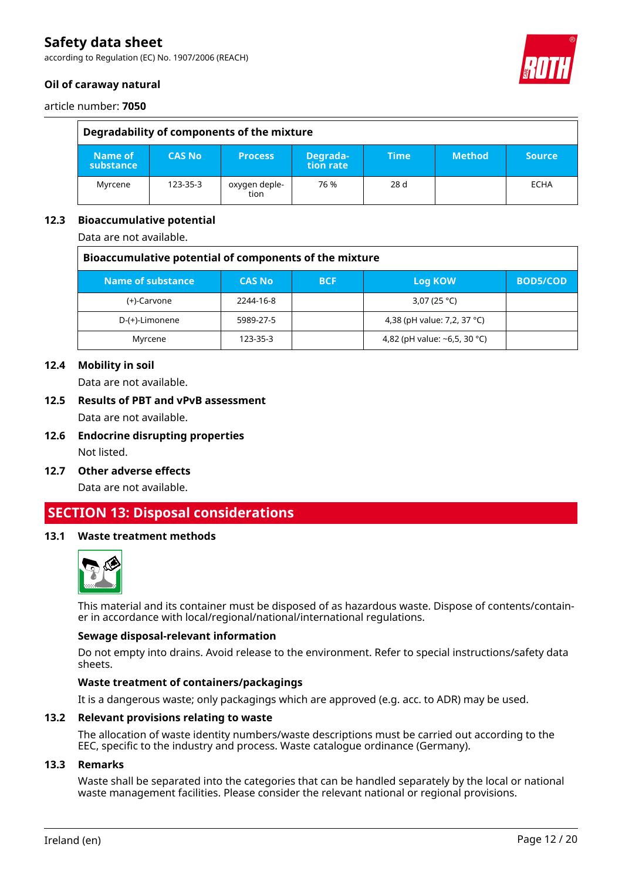| Degradability of components of the mixture | | | | | | |
|---|---|---|---|---|---|---|
| Name of substance | CAS No | Process | Degradation rate | Time | Method | Source |
| Myrcene | 123-35-3 | oxygen depletion | 76 % | 28 d | | ECHA |

## 12.3 Bioaccumulative potential

Data are not available.

| Bioaccumulative potential of components of the mixture | | | | |
|---|---|---|---|---|
| Name of substance | CAS No | BCF | Log KOW | BOD5/COD |
| (+)-Carvone | 2244-16-8 | | 3,07 (25 °C) | |
| D-(+)-Limonene | 5989-27-5 | | 4,38 (pH value: 7,2, 37 °C) | |
| Myrcene | 123-35-3 | | 4,82 (pH value: ~6,5, 30 °C) | |

## 12.4 Mobility in soil

Data are not available.

## 12.5 Results of PBT and vPvB assessment

Data are not available.

## 12.6 Endocrine disrupting properties

Not listed.

## 12.7 Other adverse effects

Data are not available.

# SECTION 13: Disposal considerations

## 13.1 Waste treatment methods

This material and its container must be disposed of as hazardous waste. Dispose of contents/container in accordance with local/regional/national/international regulations.

### Sewage disposal-relevant information

Do not empty into drains. Avoid release to the environment. Refer to special instructions/safety data sheets.

### Waste treatment of containers/packagings

It is a dangerous waste; only packagings which are approved (e.g. acc. to ADR) may be used.

## 13.2 Relevant provisions relating to waste

The allocation of waste identity numbers/waste descriptions must be carried out according to the EEC, specific to the industry and process. Waste catalogue ordinance (Germany).

## 13.3 Remarks

Waste shall be separated into the categories that can be handled separately by the local or national waste management facilities. Please consider the relevant national or regional provisions.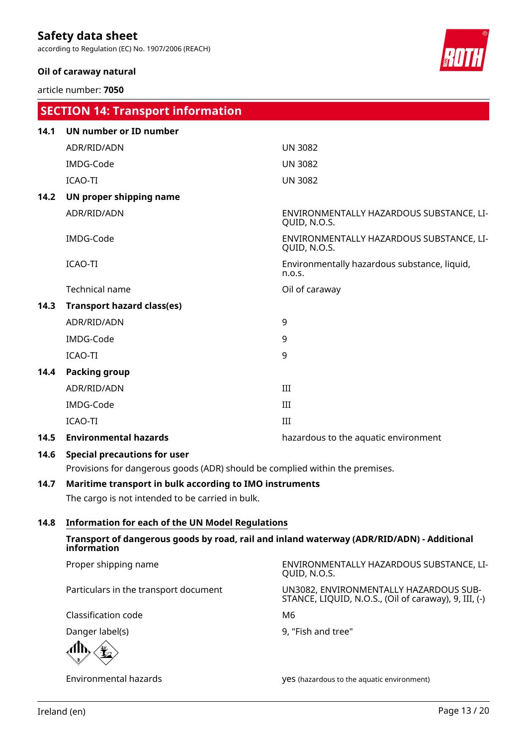## SECTION 14: Transport information

### 14.1 UN number or ID number

| | |
|---|---|
| ADR/RID/ADN | UN 3082 |
| IMDG-Code | UN 3082 |
| ICAO-TI | UN 3082 |

### 14.2 UN proper shipping name

| | |
|---|---|
| ADR/RID/ADN | ENVIRONMENTALLY HAZARDOUS SUBSTANCE, LIQUID, N.O.S. |
| IMDG-Code | ENVIRONMENTALLY HAZARDOUS SUBSTANCE, LIQUID, N.O.S. |
| ICAO-TI | Environmentally hazardous substance, liquid, n.o.s. |
| Technical name | Oil of caraway |

### 14.3 Transport hazard class(es)

| | |
|---|---|
| ADR/RID/ADN | 9 |
| IMDG-Code | 9 |
| ICAO-TI | 9 |

### 14.4 Packing group

| | |
|---|---|
| ADR/RID/ADN | III |
| IMDG-Code | III |
| ICAO-TI | III |

### 14.5 Environmental hazards

hazardous to the aquatic environment

### 14.6 Special precautions for user

Provisions for dangerous goods (ADR) should be complied within the premises.

### 14.7 Maritime transport in bulk according to IMO instruments

The cargo is not intended to be carried in bulk.

### 14.8 Information for each of the UN Model Regulations

**Transport of dangerous goods by road, rail and inland waterway (ADR/RID/ADN) - Additional information**

| | |
|---|---|
| Proper shipping name | ENVIRONMENTALLY HAZARDOUS SUBSTANCE, LIQUID, N.O.S. |
| Particulars in the transport document | UN3082, ENVIRONMENTALLY HAZARDOUS SUBSTANCE, LIQUID, N.O.S., (Oil of caraway), 9, III, (-) |
| Classification code | M6 |
| Danger label(s) | 9, "Fish and tree" |
| Environmental hazards | yes (hazardous to the aquatic environment) |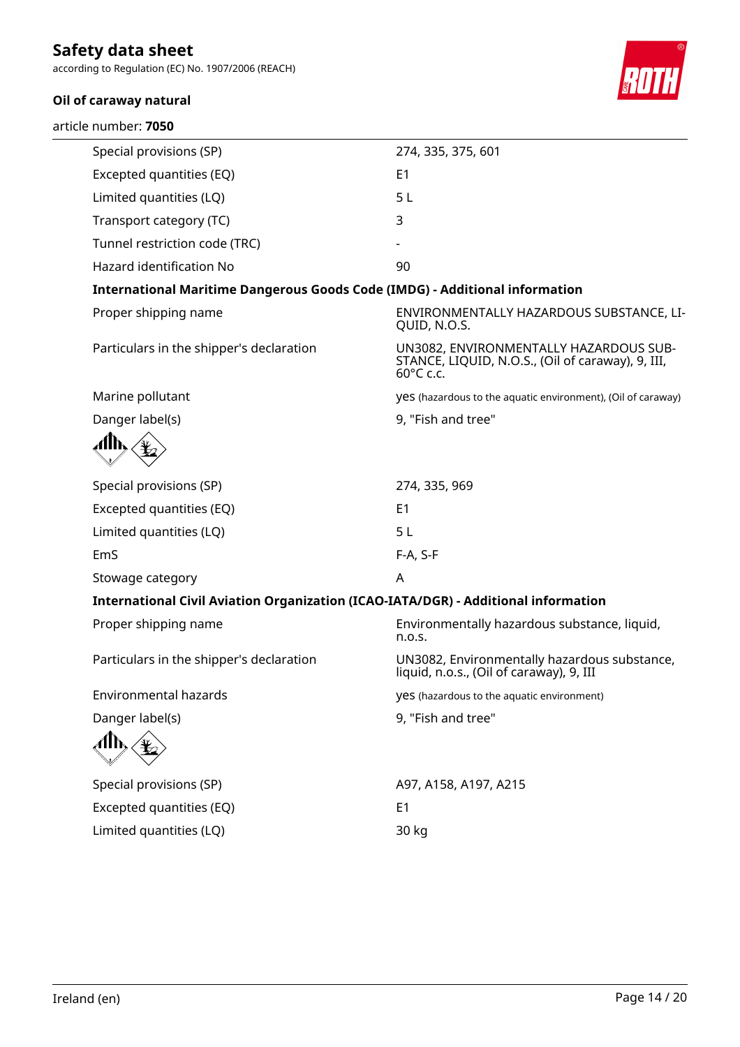| | |
|---|---|
| Special provisions (SP) | 274, 335, 375, 601 |
| Excepted quantities (EQ) | E1 |
| Limited quantities (LQ) | 5 L |
| Transport category (TC) | 3 |
| Tunnel restriction code (TRC) | - |
| Hazard identification No | 90 |

**International Maritime Dangerous Goods Code (IMDG) - Additional information**

| | |
|---|---|
| Proper shipping name | ENVIRONMENTALLY HAZARDOUS SUBSTANCE, LIQUID, N.O.S. |
| Particulars in the shipper's declaration | UN3082, ENVIRONMENTALLY HAZARDOUS SUBSTANCE, LIQUID, N.O.S., (Oil of caraway), 9, III, 60°C c.c. |
| Marine pollutant | yes (hazardous to the aquatic environment), (Oil of caraway) |
| Danger label(s) | 9, "Fish and tree" |
| Special provisions (SP) | 274, 335, 969 |
| Excepted quantities (EQ) | E1 |
| Limited quantities (LQ) | 5 L |
| EmS | F-A, S-F |
| Stowage category | A |

**International Civil Aviation Organization (ICAO-IATA/DGR) - Additional information**

| | |
|---|---|
| Proper shipping name | Environmentally hazardous substance, liquid, n.o.s. |
| Particulars in the shipper's declaration | UN3082, Environmentally hazardous substance, liquid, n.o.s., (Oil of caraway), 9, III |
| Environmental hazards | yes (hazardous to the aquatic environment) |
| Danger label(s) | 9, "Fish and tree" |
| Special provisions (SP) | A97, A158, A197, A215 |
| Excepted quantities (EQ) | E1 |
| Limited quantities (LQ) | 30 kg |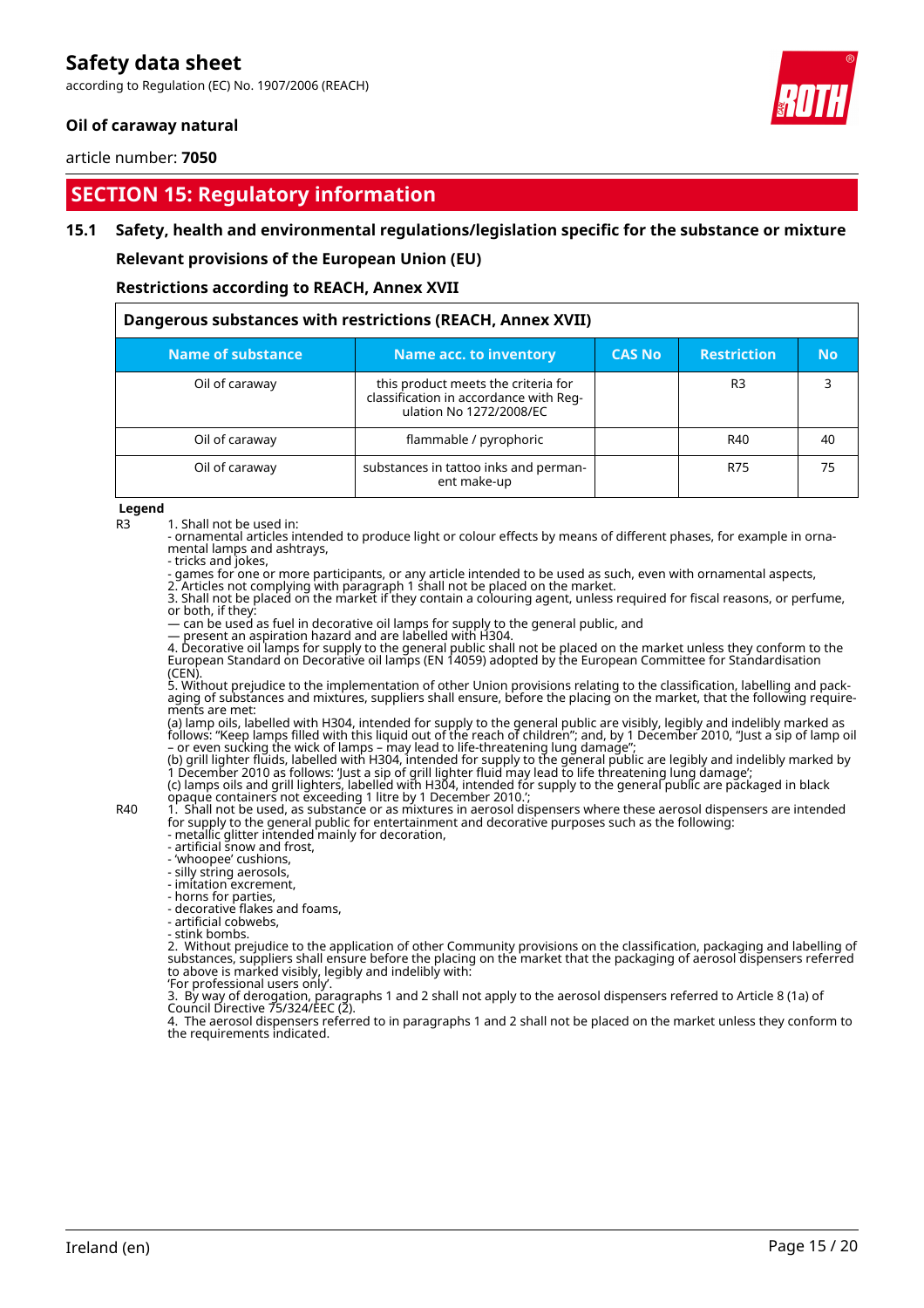# SECTION 15: Regulatory information

## 15.1 Safety, health and environmental regulations/legislation specific for the substance or mixture

### Relevant provisions of the European Union (EU)

### Restrictions according to REACH, Annex XVII

| Dangerous substances with restrictions (REACH, Annex XVII) | | | | |
|---|---|---|---|---|
| **Name of substance** | **Name acc. to inventory** | **CAS No** | **Restriction** | **No** |
| Oil of caraway | this product meets the criteria for classification in accordance with Regulation No 1272/2008/EC | | R3 | 3 |
| Oil of caraway | flammable / pyrophoric | | R40 | 40 |
| Oil of caraway | substances in tattoo inks and permanent make-up | | R75 | 75 |

**Legend**

R3
1. Shall not be used in:
- ornamental articles intended to produce light or colour effects by means of different phases, for example in ornamental lamps and ashtrays,
- tricks and jokes,
- games for one or more participants, or any article intended to be used as such, even with ornamental aspects,
2. Articles not complying with paragraph 1 shall not be placed on the market.
3. Shall not be placed on the market if they contain a colouring agent, unless required for fiscal reasons, or perfume, or both, if they:
— can be used as fuel in decorative oil lamps for supply to the general public, and
— present an aspiration hazard and are labelled with H304.
4. Decorative oil lamps for supply to the general public shall not be placed on the market unless they conform to the European Standard on Decorative oil lamps (EN 14059) adopted by the European Committee for Standardisation (CEN).
5. Without prejudice to the implementation of other Union provisions relating to the classification, labelling and packaging of substances and mixtures, suppliers shall ensure, before the placing on the market, that the following requirements are met:
(a) lamp oils, labelled with H304, intended for supply to the general public are visibly, legibly and indelibly marked as follows: "Keep lamps filled with this liquid out of the reach of children"; and, by 1 December 2010, "Just a sip of lamp oil – or even sucking the wick of lamps – may lead to life-threatening lung damage";
(b) grill lighter fluids, labelled with H304, intended for supply to the general public are legibly and indelibly marked by 1 December 2010 as follows: 'Just a sip of grill lighter fluid may lead to life threatening lung damage';
(c) lamps oils and grill lighters, labelled with H304, intended for supply to the general public are packaged in black opaque containers not exceeding 1 litre by 1 December 2010.';

R40
1. Shall not be used, as substance or as mixtures in aerosol dispensers where these aerosol dispensers are intended for supply to the general public for entertainment and decorative purposes such as the following:
- metallic glitter intended mainly for decoration,
- artificial snow and frost,
- 'whoopee' cushions,
- silly string aerosols,
- imitation excrement,
- horns for parties,
- decorative flakes and foams,
- artificial cobwebs,
- stink bombs.
2. Without prejudice to the application of other Community provisions on the classification, packaging and labelling of substances, suppliers shall ensure before the placing on the market that the packaging of aerosol dispensers referred to above is marked visibly, legibly and indelibly with:
'For professional users only'.
3. By way of derogation, paragraphs 1 and 2 shall not apply to the aerosol dispensers referred to Article 8 (1a) of Council Directive 75/324/EEC (2).
4. The aerosol dispensers referred to in paragraphs 1 and 2 shall not be placed on the market unless they conform to the requirements indicated.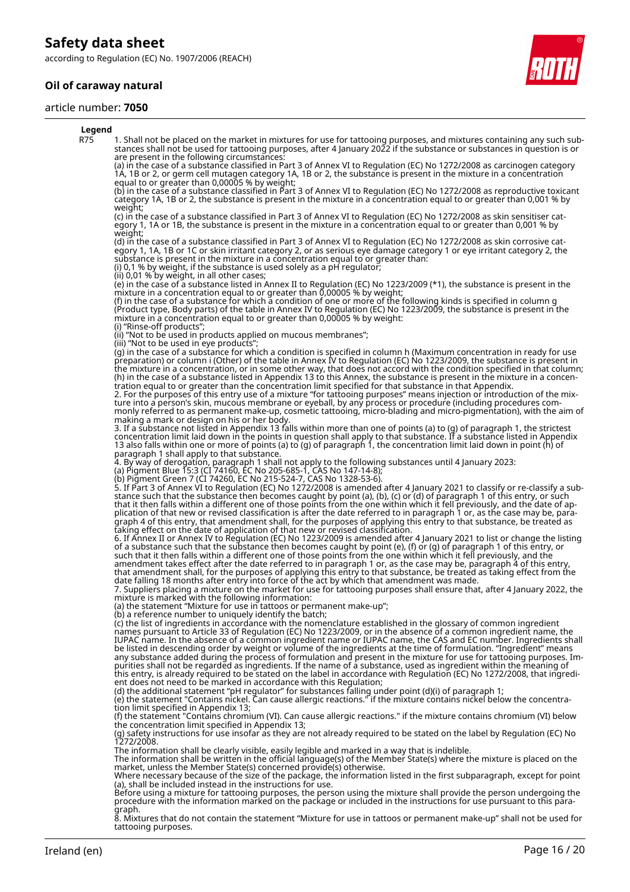**Legend**

R75 1. Shall not be placed on the market in mixtures for use for tattooing purposes, and mixtures containing any such substances shall not be used for tattooing purposes, after 4 January 2022 if the substance or substances in question is or are present in the following circumstances:
(a) in the case of a substance classified in Part 3 of Annex VI to Regulation (EC) No 1272/2008 as carcinogen category 1A, 1B or 2, or germ cell mutagen category 1A, 1B or 2, the substance is present in the mixture in a concentration equal to or greater than 0,00005 % by weight;
(b) in the case of a substance classified in Part 3 of Annex VI to Regulation (EC) No 1272/2008 as reproductive toxicant category 1A, 1B or 2, the substance is present in the mixture in a concentration equal to or greater than 0,001 % by weight;
(c) in the case of a substance classified in Part 3 of Annex VI to Regulation (EC) No 1272/2008 as skin sensitiser category 1, 1A or 1B, the substance is present in the mixture in a concentration equal to or greater than 0,001 % by weight;
(d) in the case of a substance classified in Part 3 of Annex VI to Regulation (EC) No 1272/2008 as skin corrosive category 1, 1A, 1B or 1C or skin irritant category 2, or as serious eye damage category 1 or eye irritant category 2, the substance is present in the mixture in a concentration equal to or greater than:
(i) 0,1 % by weight, if the substance is used solely as a pH regulator;
(ii) 0,01 % by weight, in all other cases;
(e) in the case of a substance listed in Annex II to Regulation (EC) No 1223/2009 (*1), the substance is present in the mixture in a concentration equal to or greater than 0,00005 % by weight;
(f) in the case of a substance for which a condition of one or more of the following kinds is specified in column g (Product type, Body parts) of the table in Annex IV to Regulation (EC) No 1223/2009, the substance is present in the mixture in a concentration equal to or greater than 0,00005 % by weight:
(i) "Rinse-off products";
(ii) "Not to be used in products applied on mucous membranes";
(iii) "Not to be used in eye products";
(g) in the case of a substance for which a condition is specified in column h (Maximum concentration in ready for use preparation) or column i (Other) of the table in Annex IV to Regulation (EC) No 1223/2009, the substance is present in the mixture in a concentration, or in some other way, that does not accord with the condition specified in that column;
(h) in the case of a substance listed in Appendix 13 to this Annex, the substance is present in the mixture in a concentration equal to or greater than the concentration limit specified for that substance in that Appendix.
2. For the purposes of this entry use of a mixture "for tattooing purposes" means injection or introduction of the mixture into a person's skin, mucous membrane or eyeball, by any process or procedure (including procedures commonly referred to as permanent make-up, cosmetic tattooing, micro-blading and micro-pigmentation), with the aim of making a mark or design on his or her body.
3. If a substance not listed in Appendix 13 falls within more than one of points (a) to (g) of paragraph 1, the strictest concentration limit laid down in the points in question shall apply to that substance. If a substance listed in Appendix 13 also falls within one or more of points (a) to (g) of paragraph 1, the concentration limit laid down in point (h) of paragraph 1 shall apply to that substance.
4. By way of derogation, paragraph 1 shall not apply to the following substances until 4 January 2023:
(a) Pigment Blue 15:3 (CI 74160, EC No 205-685-1, CAS No 147-14-8);
(b) Pigment Green 7 (CI 74260, EC No 215-524-7, CAS No 1328-53-6).
5. If Part 3 of Annex VI to Regulation (EC) No 1272/2008 is amended after 4 January 2021 to classify or re-classify a substance such that the substance then becomes caught by point (a), (b), (c) or (d) of paragraph 1 of this entry, or such that it then falls within a different one of those points from the one within which it fell previously, and the date of application of that new or revised classification is after the date referred to in paragraph 1 or, as the case may be, paragraph 4 of this entry, that amendment shall, for the purposes of applying this entry to that substance, be treated as taking effect on the date of application of that new or revised classification.
6. If Annex II or Annex IV to Regulation (EC) No 1223/2009 is amended after 4 January 2021 to list or change the listing of a substance such that the substance then becomes caught by point (e), (f) or (g) of paragraph 1 of this entry, or such that it then falls within a different one of those points from the one within which it fell previously, and the amendment takes effect after the date referred to in paragraph 1 or, as the case may be, paragraph 4 of this entry, that amendment shall, for the purposes of applying this entry to that substance, be treated as taking effect from the date falling 18 months after entry into force of the act by which that amendment was made.
7. Suppliers placing a mixture on the market for use for tattooing purposes shall ensure that, after 4 January 2022, the mixture is marked with the following information:
(a) the statement "Mixture for use in tattoos or permanent make-up";
(b) a reference number to uniquely identify the batch;
(c) the list of ingredients in accordance with the nomenclature established in the glossary of common ingredient names pursuant to Article 33 of Regulation (EC) No 1223/2009, or in the absence of a common ingredient name, the IUPAC name. In the absence of a common ingredient name or IUPAC name, the CAS and EC number. Ingredients shall be listed in descending order by weight or volume of the ingredients at the time of formulation. "Ingredient" means any substance added during the process of formulation and present in the mixture for use for tattooing purposes. Impurities shall not be regarded as ingredients. If the name of a substance, used as ingredient within the meaning of this entry, is already required to be stated on the label in accordance with Regulation (EC) No 1272/2008, that ingredient does not need to be marked in accordance with this Regulation;
(d) the additional statement "pH regulator" for substances falling under point (d)(i) of paragraph 1;
(e) the statement "Contains nickel. Can cause allergic reactions." if the mixture contains nickel below the concentration limit specified in Appendix 13;
(f) the statement "Contains chromium (VI). Can cause allergic reactions." if the mixture contains chromium (VI) below the concentration limit specified in Appendix 13;
(g) safety instructions for use insofar as they are not already required to be stated on the label by Regulation (EC) No 1272/2008.
The information shall be clearly visible, easily legible and marked in a way that is indelible.
The information shall be written in the official language(s) of the Member State(s) where the mixture is placed on the market, unless the Member State(s) concerned provide(s) otherwise.
Where necessary because of the size of the package, the information listed in the first subparagraph, except for point (a), shall be included instead in the instructions for use.
Before using a mixture for tattooing purposes, the person using the mixture shall provide the person undergoing the procedure with the information marked on the package or included in the instructions for use pursuant to this paragraph.
8. Mixtures that do not contain the statement "Mixture for use in tattoos or permanent make-up" shall not be used for tattooing purposes.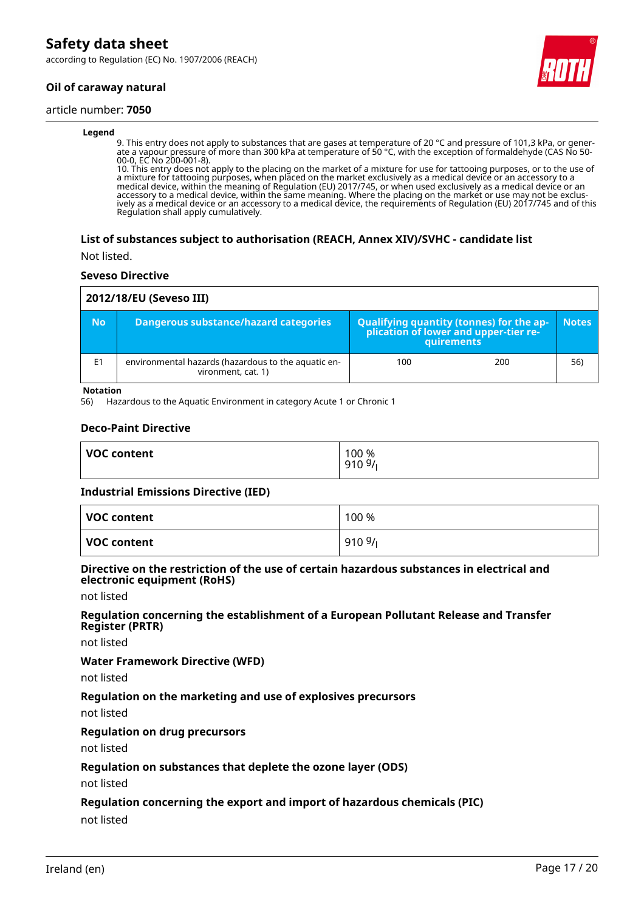**Legend**

9. This entry does not apply to substances that are gases at temperature of 20 °C and pressure of 101,3 kPa, or generate a vapour pressure of more than 300 kPa at temperature of 50 °C, with the exception of formaldehyde (CAS No 50-00-0, EC No 200-001-8).
10. This entry does not apply to the placing on the market of a mixture for use for tattooing purposes, or to the use of a mixture for tattooing purposes, when placed on the market exclusively as a medical device or an accessory to a medical device, within the meaning of Regulation (EU) 2017/745, or when used exclusively as a medical device or an accessory to a medical device, within the same meaning. Where the placing on the market or use may not be exclusively as a medical device or an accessory to a medical device, the requirements of Regulation (EU) 2017/745 and of this Regulation shall apply cumulatively.

### List of substances subject to authorisation (REACH, Annex XIV)/SVHC - candidate list

Not listed.

### Seveso Directive

| 2012/18/EU (Seveso III) | | | | |
|---|---|---|---|---|
| **No** | **Dangerous substance/hazard categories** | **Qualifying quantity (tonnes) for the application of lower and upper-tier requirements** | | **Notes** |
| E1 | environmental hazards (hazardous to the aquatic environment, cat. 1) | 100 | 200 | 56) |

**Notation**

56) Hazardous to the Aquatic Environment in category Acute 1 or Chronic 1

### Deco-Paint Directive

| VOC content | 100 %<br>910 g/l |
|---|---|

### Industrial Emissions Directive (IED)

| VOC content | 100 % |
|---|---|
| VOC content | 910 g/l |

### Directive on the restriction of the use of certain hazardous substances in electrical and electronic equipment (RoHS)

not listed

### Regulation concerning the establishment of a European Pollutant Release and Transfer Register (PRTR)

not listed

### Water Framework Directive (WFD)

not listed

### Regulation on the marketing and use of explosives precursors

not listed

### Regulation on drug precursors

not listed

### Regulation on substances that deplete the ozone layer (ODS)

not listed

### Regulation concerning the export and import of hazardous chemicals (PIC)

not listed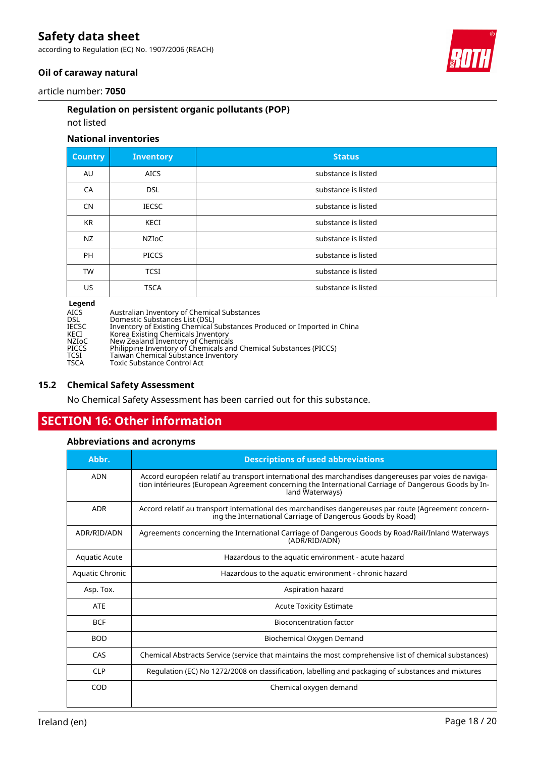### Regulation on persistent organic pollutants (POP)

not listed

### National inventories

| Country | Inventory | Status |
|---|---|---|
| AU | AICS | substance is listed |
| CA | DSL | substance is listed |
| CN | IECSC | substance is listed |
| KR | KECI | substance is listed |
| NZ | NZIoC | substance is listed |
| PH | PICCS | substance is listed |
| TW | TCSI | substance is listed |
| US | TSCA | substance is listed |

**Legend**

| | |
|---|---|
| AICS | Australian Inventory of Chemical Substances |
| DSL | Domestic Substances List (DSL) |
| IECSC | Inventory of Existing Chemical Substances Produced or Imported in China |
| KECI | Korea Existing Chemicals Inventory |
| NZIoC | New Zealand Inventory of Chemicals |
| PICCS | Philippine Inventory of Chemicals and Chemical Substances (PICCS) |
| TCSI | Taiwan Chemical Substance Inventory |
| TSCA | Toxic Substance Control Act |

## 15.2 Chemical Safety Assessment

No Chemical Safety Assessment has been carried out for this substance.

# SECTION 16: Other information

### Abbreviations and acronyms

| Abbr. | Descriptions of used abbreviations |
|---|---|
| ADN | Accord européen relatif au transport international des marchandises dangereuses par voies de navigation intérieures (European Agreement concerning the International Carriage of Dangerous Goods by Inland Waterways) |
| ADR | Accord relatif au transport international des marchandises dangereuses par route (Agreement concerning the International Carriage of Dangerous Goods by Road) |
| ADR/RID/ADN | Agreements concerning the International Carriage of Dangerous Goods by Road/Rail/Inland Waterways (ADR/RID/ADN) |
| Aquatic Acute | Hazardous to the aquatic environment - acute hazard |
| Aquatic Chronic | Hazardous to the aquatic environment - chronic hazard |
| Asp. Tox. | Aspiration hazard |
| ATE | Acute Toxicity Estimate |
| BCF | Bioconcentration factor |
| BOD | Biochemical Oxygen Demand |
| CAS | Chemical Abstracts Service (service that maintains the most comprehensive list of chemical substances) |
| CLP | Regulation (EC) No 1272/2008 on classification, labelling and packaging of substances and mixtures |
| COD | Chemical oxygen demand |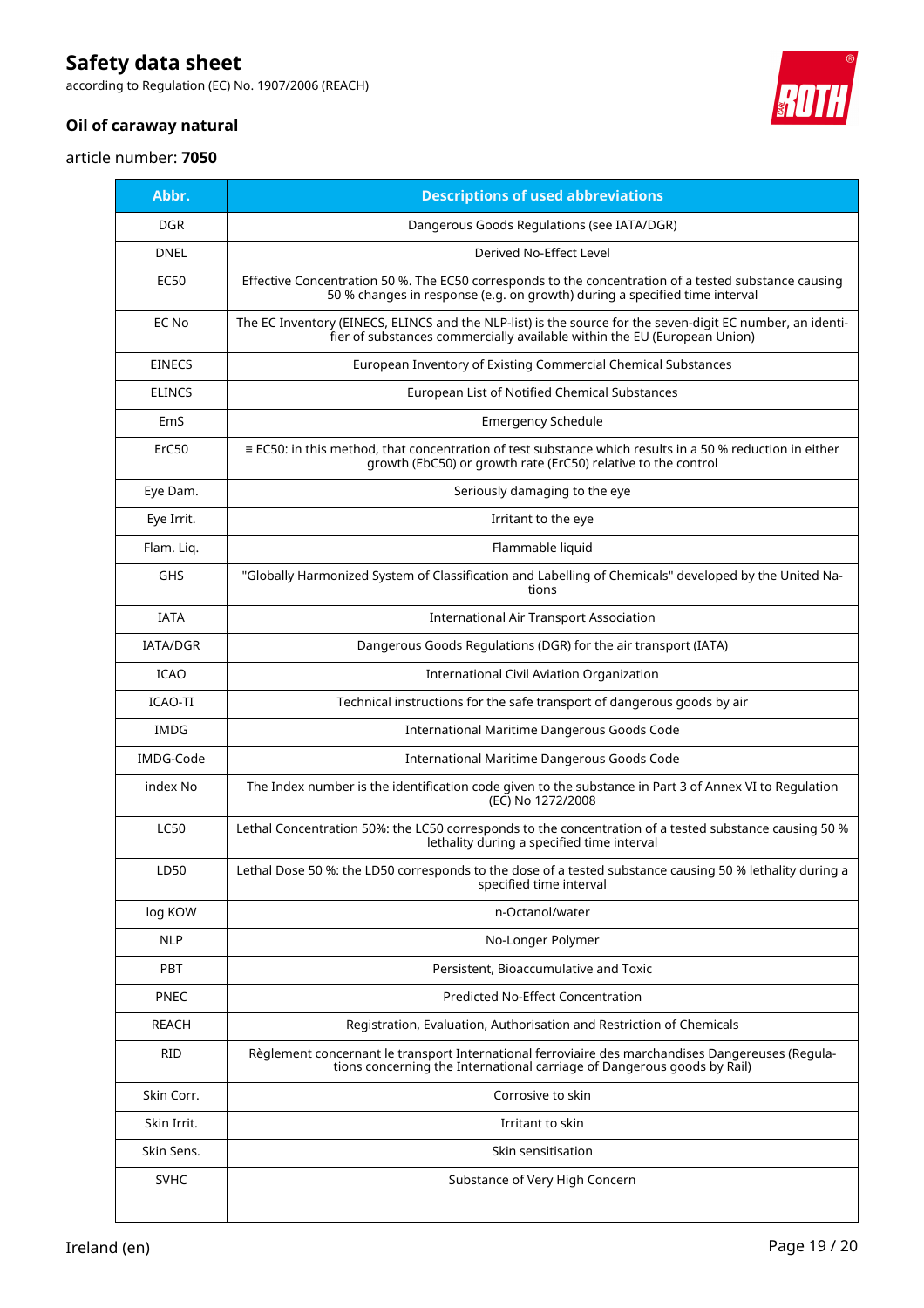| Abbr. | Descriptions of used abbreviations |
|---|---|
| DGR | Dangerous Goods Regulations (see IATA/DGR) |
| DNEL | Derived No-Effect Level |
| EC50 | Effective Concentration 50 %. The EC50 corresponds to the concentration of a tested substance causing 50 % changes in response (e.g. on growth) during a specified time interval |
| EC No | The EC Inventory (EINECS, ELINCS and the NLP-list) is the source for the seven-digit EC number, an identifier of substances commercially available within the EU (European Union) |
| EINECS | European Inventory of Existing Commercial Chemical Substances |
| ELINCS | European List of Notified Chemical Substances |
| EmS | Emergency Schedule |
| ErC50 | ≡ EC50: in this method, that concentration of test substance which results in a 50 % reduction in either growth (EbC50) or growth rate (ErC50) relative to the control |
| Eye Dam. | Seriously damaging to the eye |
| Eye Irrit. | Irritant to the eye |
| Flam. Liq. | Flammable liquid |
| GHS | "Globally Harmonized System of Classification and Labelling of Chemicals" developed by the United Nations |
| IATA | International Air Transport Association |
| IATA/DGR | Dangerous Goods Regulations (DGR) for the air transport (IATA) |
| ICAO | International Civil Aviation Organization |
| ICAO-TI | Technical instructions for the safe transport of dangerous goods by air |
| IMDG | International Maritime Dangerous Goods Code |
| IMDG-Code | International Maritime Dangerous Goods Code |
| index No | The Index number is the identification code given to the substance in Part 3 of Annex VI to Regulation (EC) No 1272/2008 |
| LC50 | Lethal Concentration 50%: the LC50 corresponds to the concentration of a tested substance causing 50 % lethality during a specified time interval |
| LD50 | Lethal Dose 50 %: the LD50 corresponds to the dose of a tested substance causing 50 % lethality during a specified time interval |
| log KOW | n-Octanol/water |
| NLP | No-Longer Polymer |
| PBT | Persistent, Bioaccumulative and Toxic |
| PNEC | Predicted No-Effect Concentration |
| REACH | Registration, Evaluation, Authorisation and Restriction of Chemicals |
| RID | Règlement concernant le transport International ferroviaire des marchandises Dangereuses (Regulations concerning the International carriage of Dangerous goods by Rail) |
| Skin Corr. | Corrosive to skin |
| Skin Irrit. | Irritant to skin |
| Skin Sens. | Skin sensitisation |
| SVHC | Substance of Very High Concern |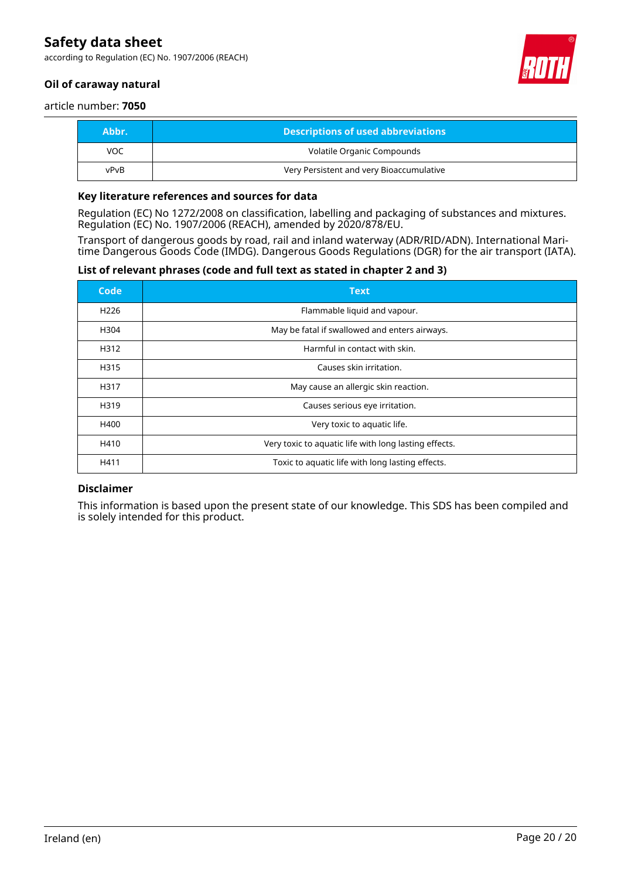| Abbr. | Descriptions of used abbreviations |
|---|---|
| VOC | Volatile Organic Compounds |
| vPvB | Very Persistent and very Bioaccumulative |

### Key literature references and sources for data

Regulation (EC) No 1272/2008 on classification, labelling and packaging of substances and mixtures. Regulation (EC) No. 1907/2006 (REACH), amended by 2020/878/EU.

Transport of dangerous goods by road, rail and inland waterway (ADR/RID/ADN). International Maritime Dangerous Goods Code (IMDG). Dangerous Goods Regulations (DGR) for the air transport (IATA).

### List of relevant phrases (code and full text as stated in chapter 2 and 3)

| Code | Text |
|---|---|
| H226 | Flammable liquid and vapour. |
| H304 | May be fatal if swallowed and enters airways. |
| H312 | Harmful in contact with skin. |
| H315 | Causes skin irritation. |
| H317 | May cause an allergic skin reaction. |
| H319 | Causes serious eye irritation. |
| H400 | Very toxic to aquatic life. |
| H410 | Very toxic to aquatic life with long lasting effects. |
| H411 | Toxic to aquatic life with long lasting effects. |

### Disclaimer

This information is based upon the present state of our knowledge. This SDS has been compiled and is solely intended for this product.